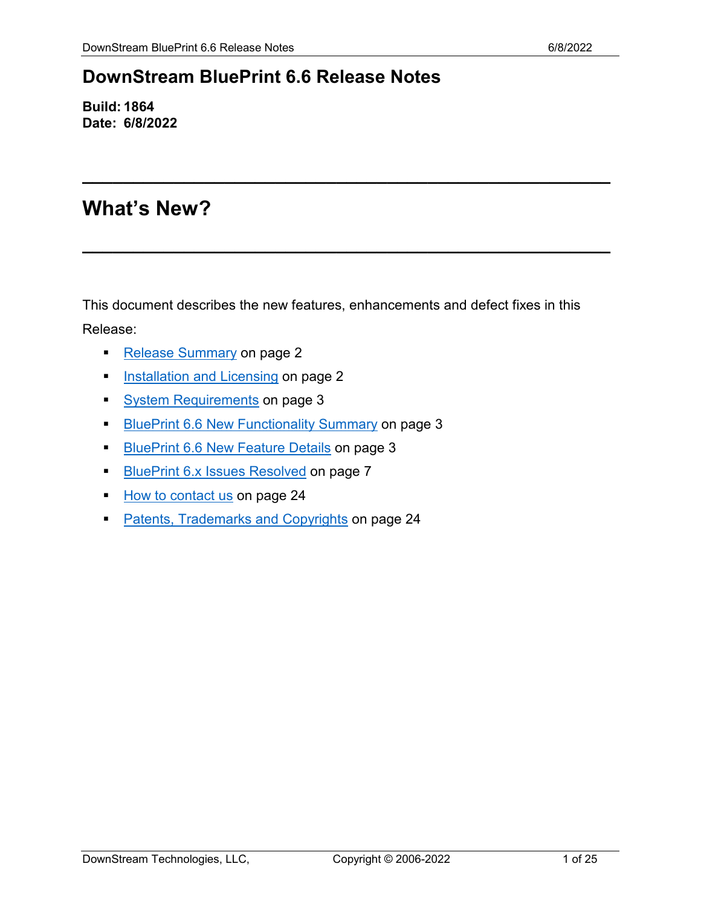# DownStream BluePrint 6.6 Release Notes

**Build: 1864**
**Date: 6/8/2022**

---

# What's New?

---

This document describes the new features, enhancements and defect fixes in this Release:

- Release Summary on page 2
- Installation and Licensing on page 2
- System Requirements on page 3
- BluePrint 6.6 New Functionality Summary on page 3
- BluePrint 6.6 New Feature Details on page 3
- BluePrint 6.x Issues Resolved on page 7
- How to contact us on page 24
- Patents, Trademarks and Copyrights on page 24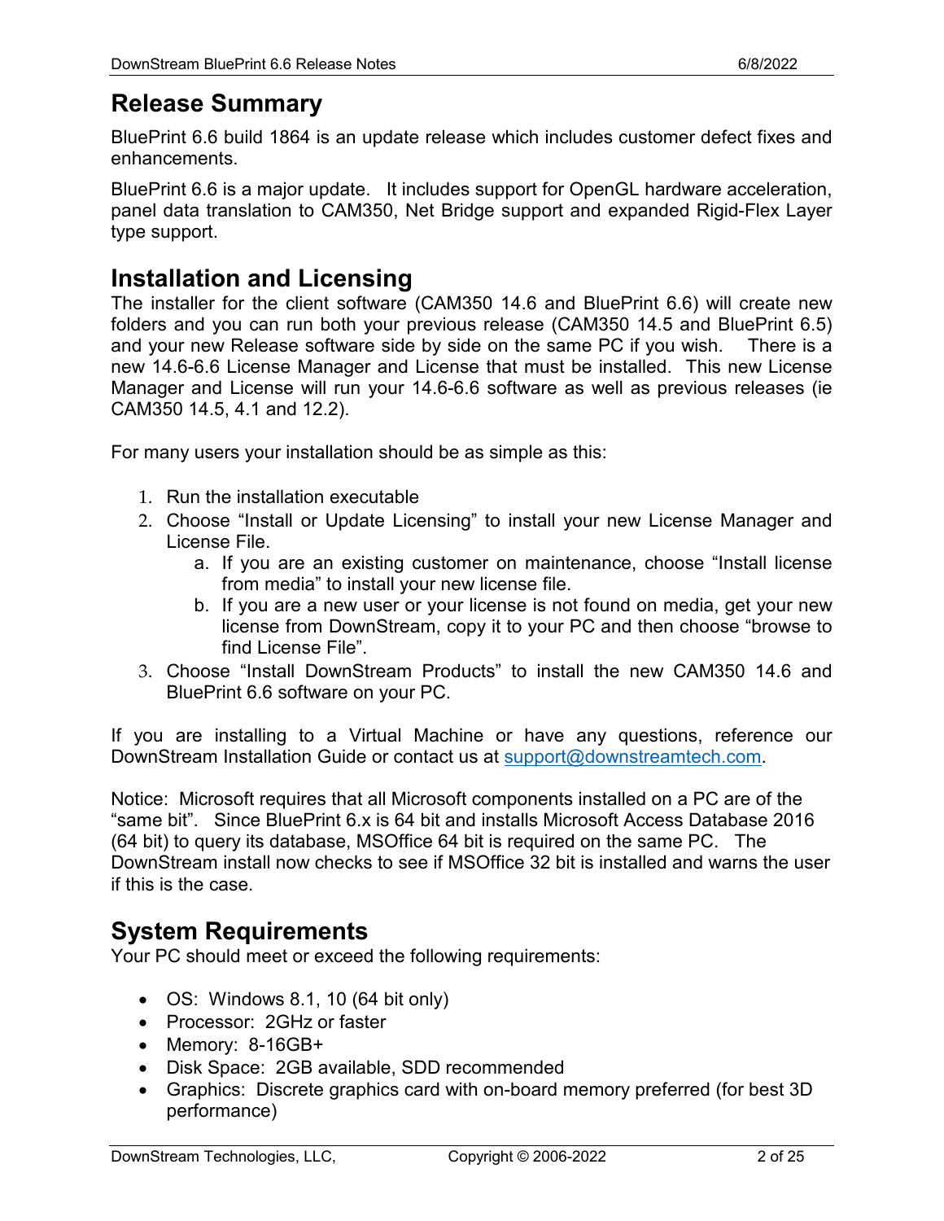## Release Summary

BluePrint 6.6 build 1864 is an update release which includes customer defect fixes and enhancements.

BluePrint 6.6 is a major update. It includes support for OpenGL hardware acceleration, panel data translation to CAM350, Net Bridge support and expanded Rigid-Flex Layer type support.

## Installation and Licensing

The installer for the client software (CAM350 14.6 and BluePrint 6.6) will create new folders and you can run both your previous release (CAM350 14.5 and BluePrint 6.5) and your new Release software side by side on the same PC if you wish. There is a new 14.6-6.6 License Manager and License that must be installed. This new License Manager and License will run your 14.6-6.6 software as well as previous releases (ie CAM350 14.5, 4.1 and 12.2).

For many users your installation should be as simple as this:

1. Run the installation executable
2. Choose "Install or Update Licensing" to install your new License Manager and License File.
    a. If you are an existing customer on maintenance, choose "Install license from media" to install your new license file.
    b. If you are a new user or your license is not found on media, get your new license from DownStream, copy it to your PC and then choose "browse to find License File".
3. Choose "Install DownStream Products" to install the new CAM350 14.6 and BluePrint 6.6 software on your PC.

If you are installing to a Virtual Machine or have any questions, reference our DownStream Installation Guide or contact us at support@downstreamtech.com.

Notice: Microsoft requires that all Microsoft components installed on a PC are of the "same bit". Since BluePrint 6.x is 64 bit and installs Microsoft Access Database 2016 (64 bit) to query its database, MSOffice 64 bit is required on the same PC. The DownStream install now checks to see if MSOffice 32 bit is installed and warns the user if this is the case.

## System Requirements

Your PC should meet or exceed the following requirements:

- OS: Windows 8.1, 10 (64 bit only)
- Processor: 2GHz or faster
- Memory: 8-16GB+
- Disk Space: 2GB available, SDD recommended
- Graphics: Discrete graphics card with on-board memory preferred (for best 3D performance)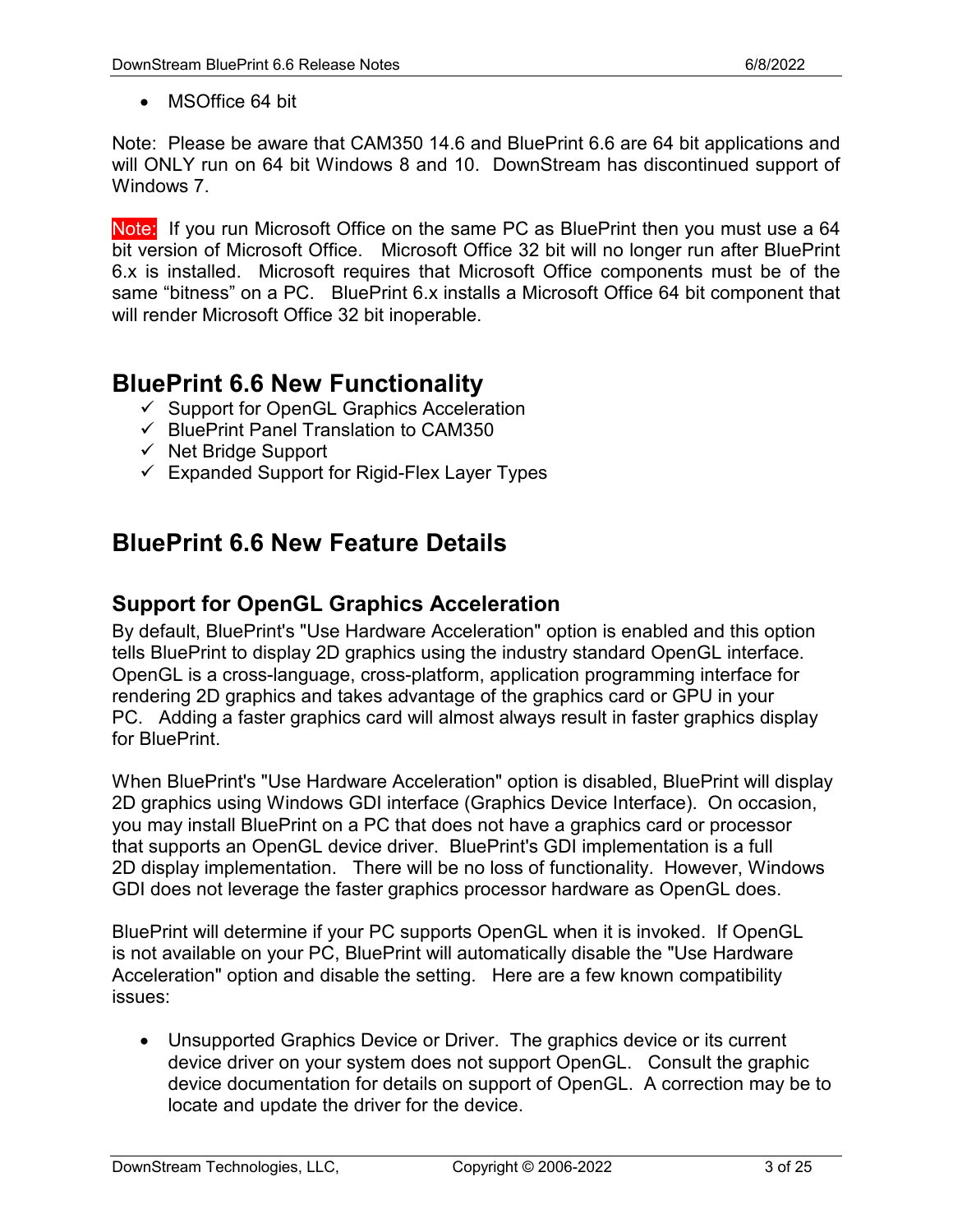- MSOffice 64 bit

Note: Please be aware that CAM350 14.6 and BluePrint 6.6 are 64 bit applications and will ONLY run on 64 bit Windows 8 and 10. DownStream has discontinued support of Windows 7.

Note: If you run Microsoft Office on the same PC as BluePrint then you must use a 64 bit version of Microsoft Office. Microsoft Office 32 bit will no longer run after BluePrint 6.x is installed. Microsoft requires that Microsoft Office components must be of the same “bitness” on a PC. BluePrint 6.x installs a Microsoft Office 64 bit component that will render Microsoft Office 32 bit inoperable.

## BluePrint 6.6 New Functionality

- ✓ Support for OpenGL Graphics Acceleration
- ✓ BluePrint Panel Translation to CAM350
- ✓ Net Bridge Support
- ✓ Expanded Support for Rigid-Flex Layer Types

## BluePrint 6.6 New Feature Details

### Support for OpenGL Graphics Acceleration

By default, BluePrint's "Use Hardware Acceleration" option is enabled and this option tells BluePrint to display 2D graphics using the industry standard OpenGL interface. OpenGL is a cross-language, cross-platform, application programming interface for rendering 2D graphics and takes advantage of the graphics card or GPU in your PC. Adding a faster graphics card will almost always result in faster graphics display for BluePrint.

When BluePrint's "Use Hardware Acceleration" option is disabled, BluePrint will display 2D graphics using Windows GDI interface (Graphics Device Interface). On occasion, you may install BluePrint on a PC that does not have a graphics card or processor that supports an OpenGL device driver. BluePrint's GDI implementation is a full 2D display implementation. There will be no loss of functionality. However, Windows GDI does not leverage the faster graphics processor hardware as OpenGL does.

BluePrint will determine if your PC supports OpenGL when it is invoked. If OpenGL is not available on your PC, BluePrint will automatically disable the "Use Hardware Acceleration" option and disable the setting. Here are a few known compatibility issues:

- Unsupported Graphics Device or Driver. The graphics device or its current device driver on your system does not support OpenGL. Consult the graphic device documentation for details on support of OpenGL. A correction may be to locate and update the driver for the device.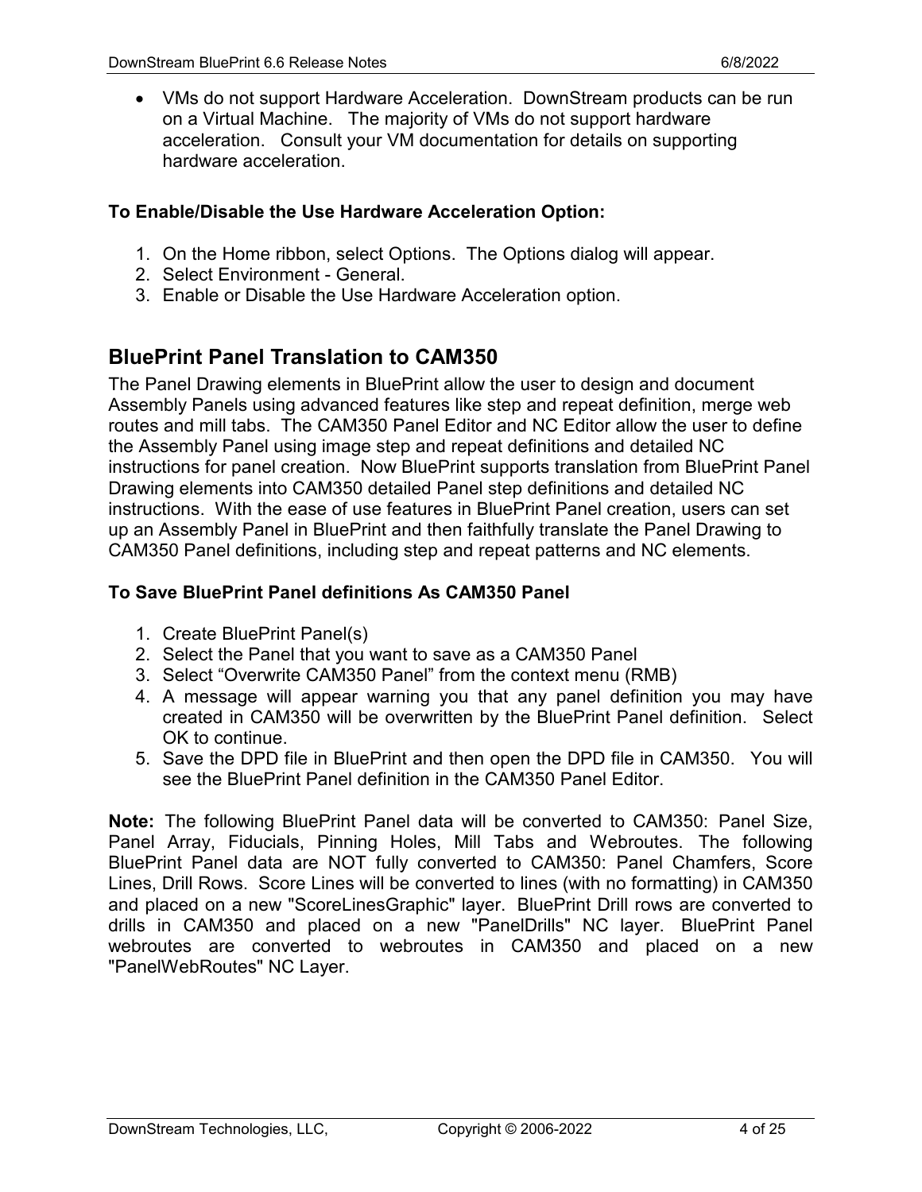- VMs do not support Hardware Acceleration. DownStream products can be run on a Virtual Machine. The majority of VMs do not support hardware acceleration. Consult your VM documentation for details on supporting hardware acceleration.

**To Enable/Disable the Use Hardware Acceleration Option:**

1. On the Home ribbon, select Options. The Options dialog will appear.
2. Select Environment - General.
3. Enable or Disable the Use Hardware Acceleration option.

## BluePrint Panel Translation to CAM350

The Panel Drawing elements in BluePrint allow the user to design and document Assembly Panels using advanced features like step and repeat definition, merge web routes and mill tabs. The CAM350 Panel Editor and NC Editor allow the user to define the Assembly Panel using image step and repeat definitions and detailed NC instructions for panel creation. Now BluePrint supports translation from BluePrint Panel Drawing elements into CAM350 detailed Panel step definitions and detailed NC instructions. With the ease of use features in BluePrint Panel creation, users can set up an Assembly Panel in BluePrint and then faithfully translate the Panel Drawing to CAM350 Panel definitions, including step and repeat patterns and NC elements.

**To Save BluePrint Panel definitions As CAM350 Panel**

1. Create BluePrint Panel(s)
2. Select the Panel that you want to save as a CAM350 Panel
3. Select “Overwrite CAM350 Panel” from the context menu (RMB)
4. A message will appear warning you that any panel definition you may have created in CAM350 will be overwritten by the BluePrint Panel definition. Select OK to continue.
5. Save the DPD file in BluePrint and then open the DPD file in CAM350. You will see the BluePrint Panel definition in the CAM350 Panel Editor.

**Note:** The following BluePrint Panel data will be converted to CAM350: Panel Size, Panel Array, Fiducials, Pinning Holes, Mill Tabs and Webroutes. The following BluePrint Panel data are NOT fully converted to CAM350: Panel Chamfers, Score Lines, Drill Rows. Score Lines will be converted to lines (with no formatting) in CAM350 and placed on a new "ScoreLinesGraphic" layer. BluePrint Drill rows are converted to drills in CAM350 and placed on a new "PanelDrills" NC layer. BluePrint Panel webroutes are converted to webroutes in CAM350 and placed on a new "PanelWebRoutes" NC Layer.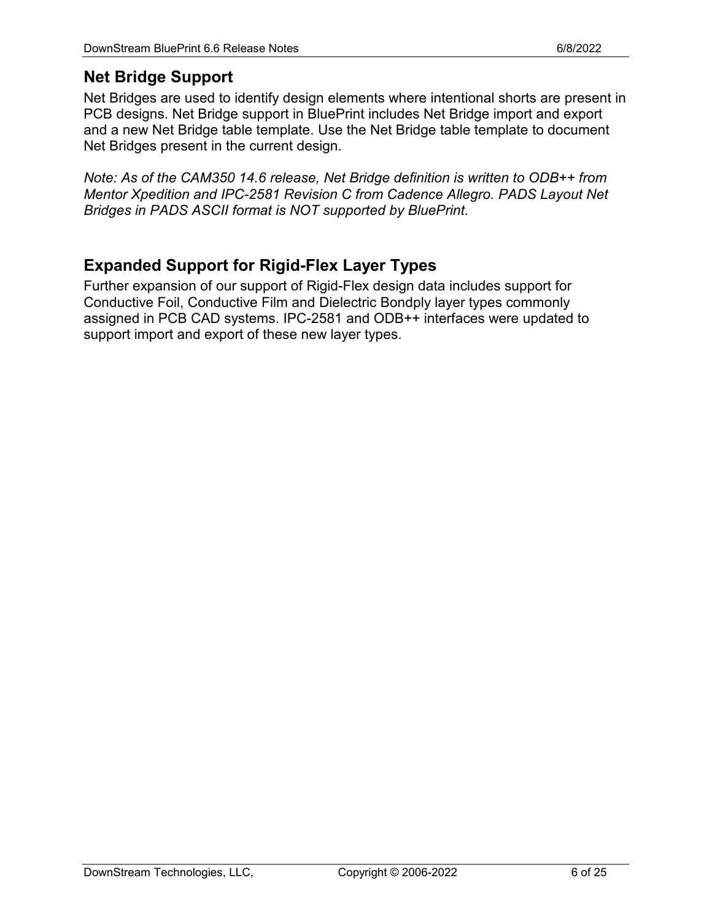## Net Bridge Support

Net Bridges are used to identify design elements where intentional shorts are present in PCB designs. Net Bridge support in BluePrint includes Net Bridge import and export and a new Net Bridge table template. Use the Net Bridge table template to document Net Bridges present in the current design.

*Note: As of the CAM350 14.6 release, Net Bridge definition is written to ODB++ from Mentor Xpedition and IPC-2581 Revision C from Cadence Allegro. PADS Layout Net Bridges in PADS ASCII format is NOT supported by BluePrint.*

## Expanded Support for Rigid-Flex Layer Types

Further expansion of our support of Rigid-Flex design data includes support for Conductive Foil, Conductive Film and Dielectric Bondply layer types commonly assigned in PCB CAD systems. IPC-2581 and ODB++ interfaces were updated to support import and export of these new layer types.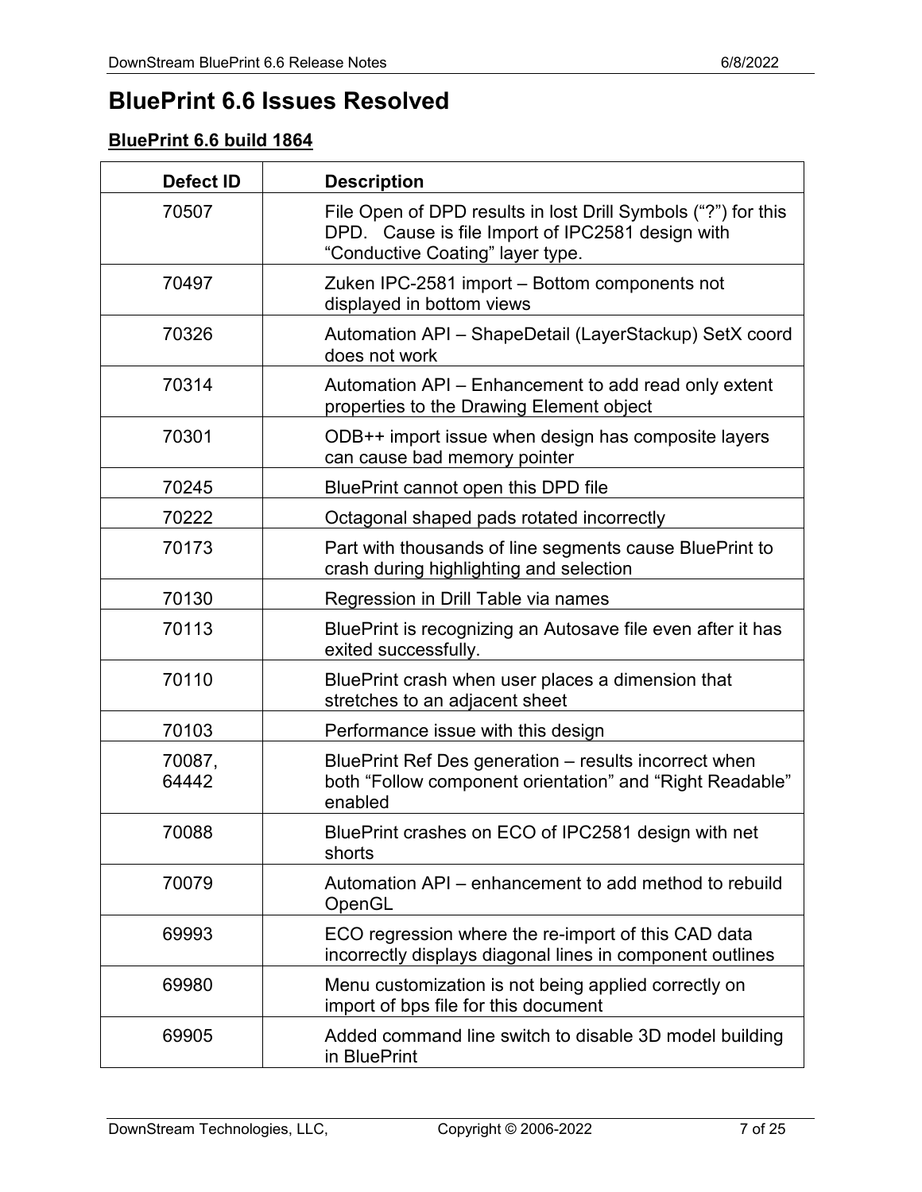# BluePrint 6.6 Issues Resolved

## BluePrint 6.6 build 1864

| Defect ID | Description |
|---|---|
| 70507 | File Open of DPD results in lost Drill Symbols (“?”) for this DPD.   Cause is file Import of IPC2581 design with “Conductive Coating” layer type. |
| 70497 | Zuken IPC-2581 import – Bottom components not displayed in bottom views |
| 70326 | Automation API – ShapeDetail (LayerStackup) SetX coord does not work |
| 70314 | Automation API – Enhancement to add read only extent properties to the Drawing Element object |
| 70301 | ODB++ import issue when design has composite layers can cause bad memory pointer |
| 70245 | BluePrint cannot open this DPD file |
| 70222 | Octagonal shaped pads rotated incorrectly |
| 70173 | Part with thousands of line segments cause BluePrint to crash during highlighting and selection |
| 70130 | Regression in Drill Table via names |
| 70113 | BluePrint is recognizing an Autosave file even after it has exited successfully. |
| 70110 | BluePrint crash when user places a dimension that stretches to an adjacent sheet |
| 70103 | Performance issue with this design |
| 70087, 64442 | BluePrint Ref Des generation – results incorrect when both “Follow component orientation” and “Right Readable” enabled |
| 70088 | BluePrint crashes on ECO of IPC2581 design with net shorts |
| 70079 | Automation API – enhancement to add method to rebuild OpenGL |
| 69993 | ECO regression where the re-import of this CAD data incorrectly displays diagonal lines in component outlines |
| 69980 | Menu customization is not being applied correctly on import of bps file for this document |
| 69905 | Added command line switch to disable 3D model building in BluePrint |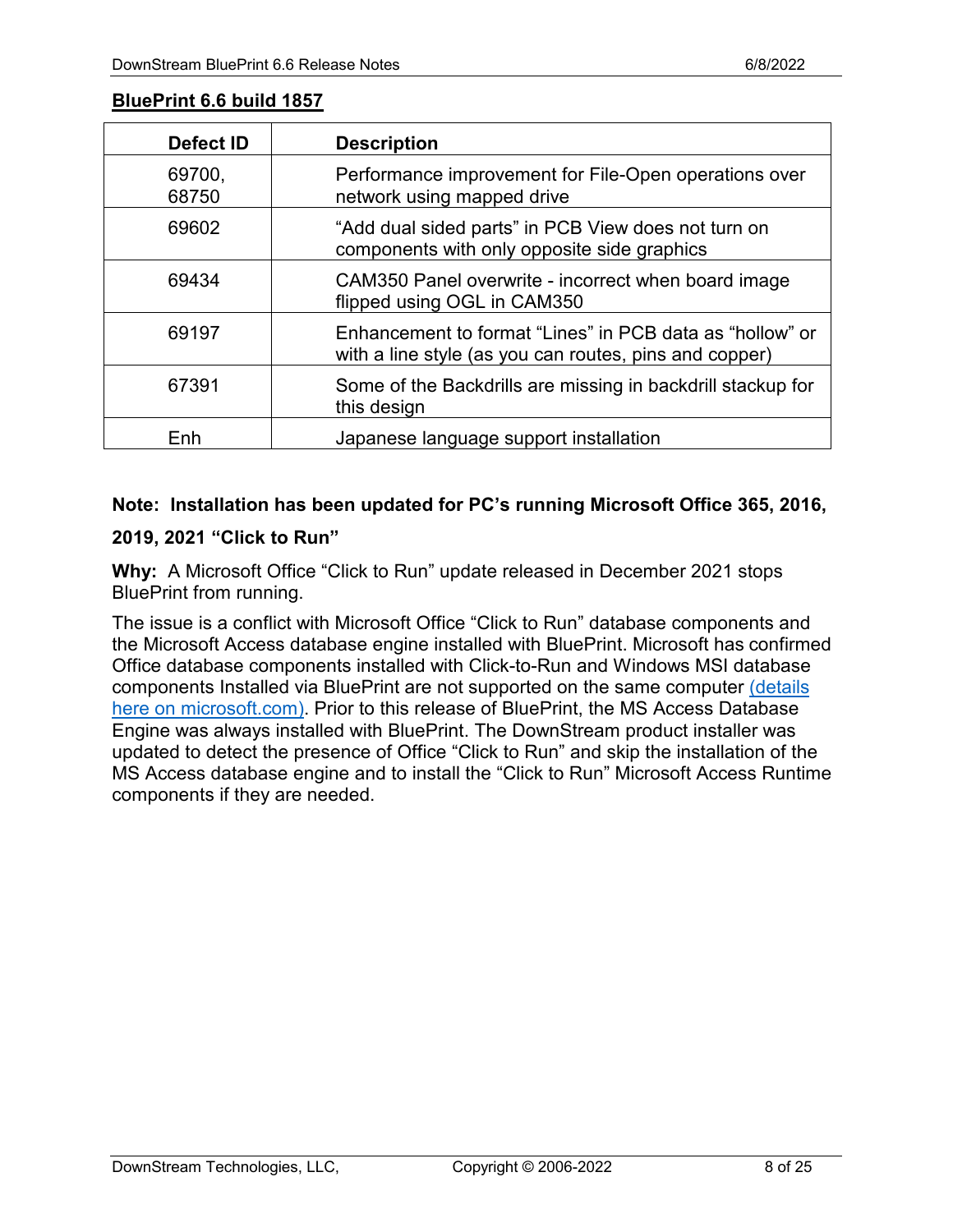## BluePrint 6.6 build 1857

| Defect ID | Description |
|---|---|
| 69700, 68750 | Performance improvement for File-Open operations over network using mapped drive |
| 69602 | “Add dual sided parts” in PCB View does not turn on components with only opposite side graphics |
| 69434 | CAM350 Panel overwrite - incorrect when board image flipped using OGL in CAM350 |
| 69197 | Enhancement to format “Lines” in PCB data as “hollow” or with a line style (as you can routes, pins and copper) |
| 67391 | Some of the Backdrills are missing in backdrill stackup for this design |
| Enh | Japanese language support installation |

**Note: Installation has been updated for PC’s running Microsoft Office 365, 2016, 2019, 2021 “Click to Run”**

**Why:** A Microsoft Office “Click to Run” update released in December 2021 stops BluePrint from running.

The issue is a conflict with Microsoft Office “Click to Run” database components and the Microsoft Access database engine installed with BluePrint. Microsoft has confirmed Office database components installed with Click-to-Run and Windows MSI database components Installed via BluePrint are not supported on the same computer (details here on microsoft.com). Prior to this release of BluePrint, the MS Access Database Engine was always installed with BluePrint. The DownStream product installer was updated to detect the presence of Office “Click to Run” and skip the installation of the MS Access database engine and to install the “Click to Run” Microsoft Access Runtime components if they are needed.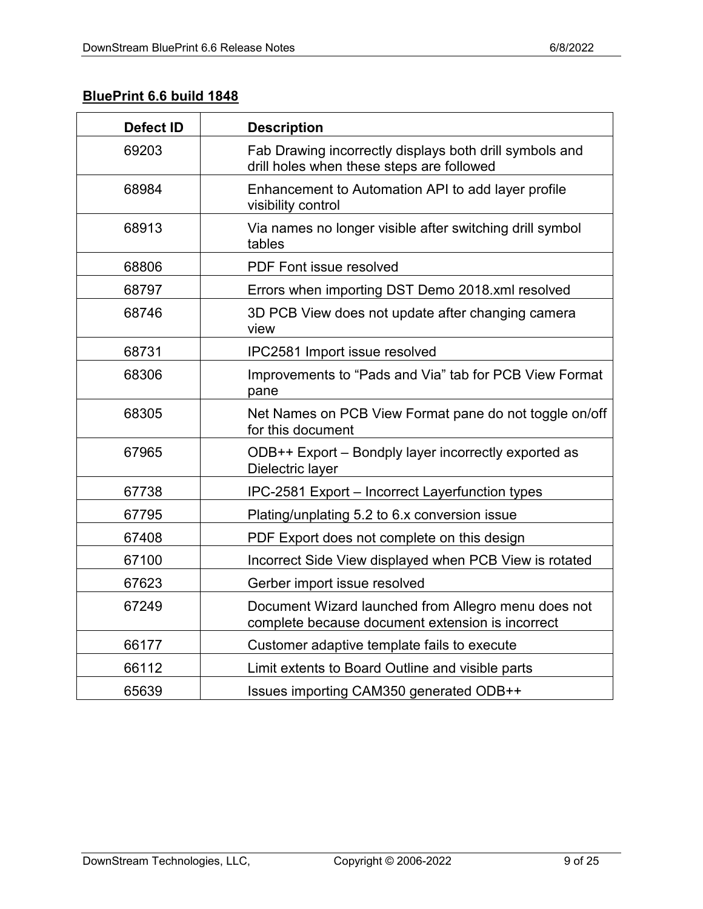## BluePrint 6.6 build 1848

| Defect ID | Description |
|---|---|
| 69203 | Fab Drawing incorrectly displays both drill symbols and drill holes when these steps are followed |
| 68984 | Enhancement to Automation API to add layer profile visibility control |
| 68913 | Via names no longer visible after switching drill symbol tables |
| 68806 | PDF Font issue resolved |
| 68797 | Errors when importing DST Demo 2018.xml resolved |
| 68746 | 3D PCB View does not update after changing camera view |
| 68731 | IPC2581 Import issue resolved |
| 68306 | Improvements to “Pads and Via” tab for PCB View Format pane |
| 68305 | Net Names on PCB View Format pane do not toggle on/off for this document |
| 67965 | ODB++ Export – Bondply layer incorrectly exported as Dielectric layer |
| 67738 | IPC-2581 Export – Incorrect Layerfunction types |
| 67795 | Plating/unplating 5.2 to 6.x conversion issue |
| 67408 | PDF Export does not complete on this design |
| 67100 | Incorrect Side View displayed when PCB View is rotated |
| 67623 | Gerber import issue resolved |
| 67249 | Document Wizard launched from Allegro menu does not complete because document extension is incorrect |
| 66177 | Customer adaptive template fails to execute |
| 66112 | Limit extents to Board Outline and visible parts |
| 65639 | Issues importing CAM350 generated ODB++ |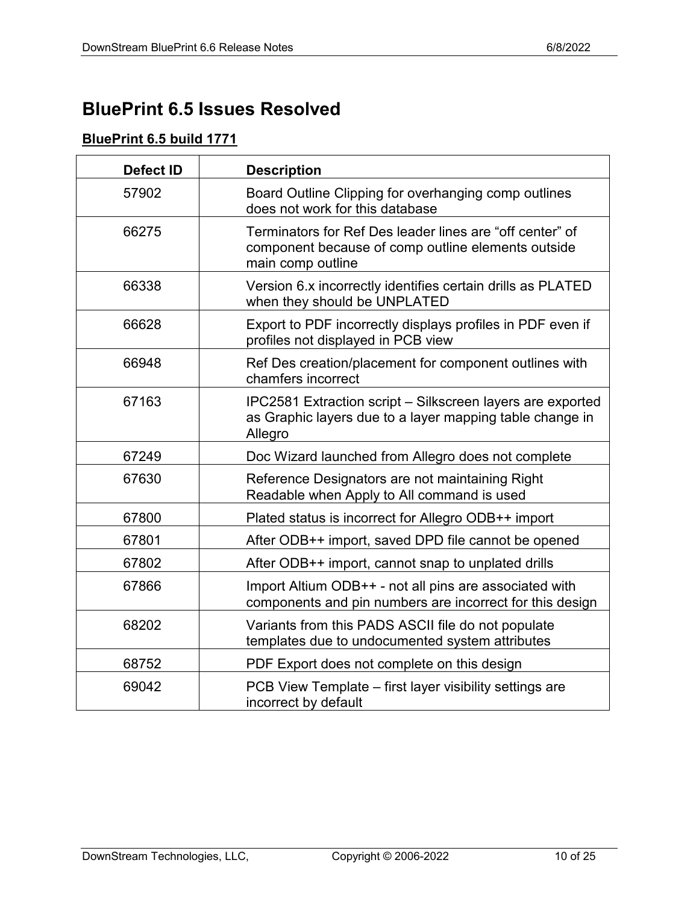# BluePrint 6.5 Issues Resolved

## BluePrint 6.5 build 1771

| Defect ID | Description |
|---|---|
| 57902 | Board Outline Clipping for overhanging comp outlines does not work for this database |
| 66275 | Terminators for Ref Des leader lines are “off center” of component because of comp outline elements outside main comp outline |
| 66338 | Version 6.x incorrectly identifies certain drills as PLATED when they should be UNPLATED |
| 66628 | Export to PDF incorrectly displays profiles in PDF even if profiles not displayed in PCB view |
| 66948 | Ref Des creation/placement for component outlines with chamfers incorrect |
| 67163 | IPC2581 Extraction script – Silkscreen layers are exported as Graphic layers due to a layer mapping table change in Allegro |
| 67249 | Doc Wizard launched from Allegro does not complete |
| 67630 | Reference Designators are not maintaining Right Readable when Apply to All command is used |
| 67800 | Plated status is incorrect for Allegro ODB++ import |
| 67801 | After ODB++ import, saved DPD file cannot be opened |
| 67802 | After ODB++ import, cannot snap to unplated drills |
| 67866 | Import Altium ODB++ - not all pins are associated with components and pin numbers are incorrect for this design |
| 68202 | Variants from this PADS ASCII file do not populate templates due to undocumented system attributes |
| 68752 | PDF Export does not complete on this design |
| 69042 | PCB View Template – first layer visibility settings are incorrect by default |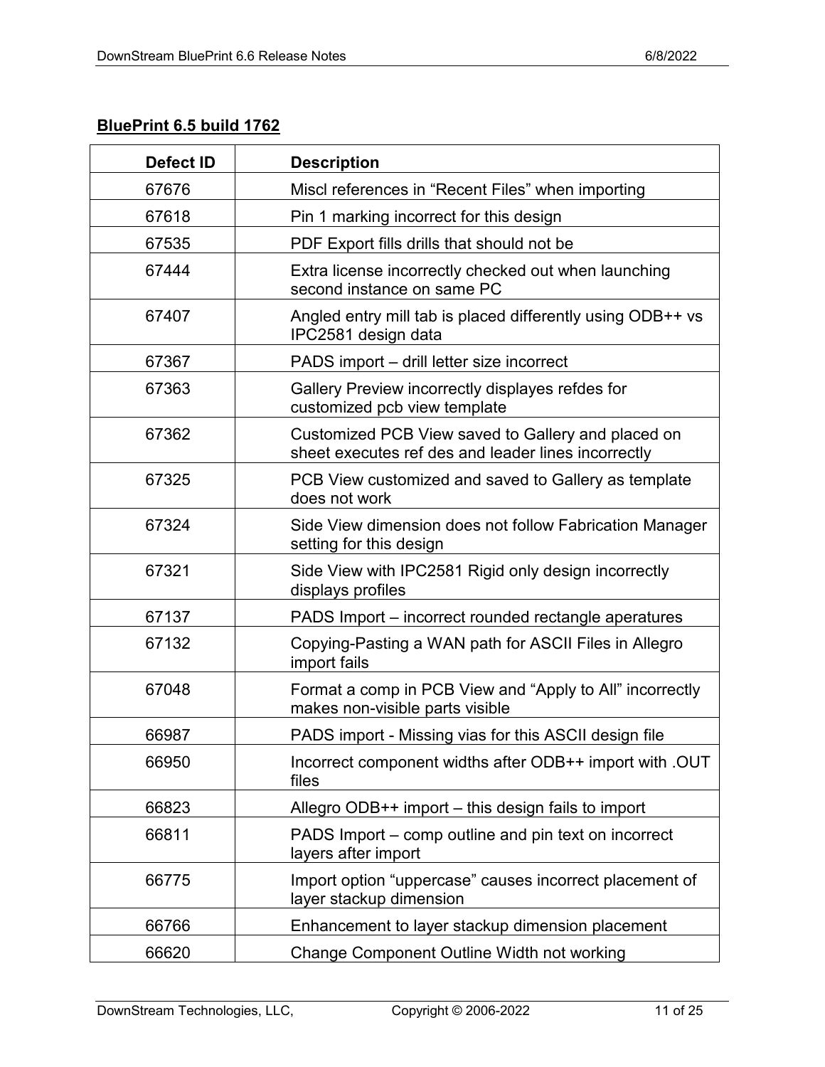**BluePrint 6.5 build 1762**

| Defect ID | Description |
|---|---|
| 67676 | Miscl references in “Recent Files” when importing |
| 67618 | Pin 1 marking incorrect for this design |
| 67535 | PDF Export fills drills that should not be |
| 67444 | Extra license incorrectly checked out when launching second instance on same PC |
| 67407 | Angled entry mill tab is placed differently using ODB++ vs IPC2581 design data |
| 67367 | PADS import – drill letter size incorrect |
| 67363 | Gallery Preview incorrectly displayes refdes for customized pcb view template |
| 67362 | Customized PCB View saved to Gallery and placed on sheet executes ref des and leader lines incorrectly |
| 67325 | PCB View customized and saved to Gallery as template does not work |
| 67324 | Side View dimension does not follow Fabrication Manager setting for this design |
| 67321 | Side View with IPC2581 Rigid only design incorrectly displays profiles |
| 67137 | PADS Import – incorrect rounded rectangle aperatures |
| 67132 | Copying-Pasting a WAN path for ASCII Files in Allegro import fails |
| 67048 | Format a comp in PCB View and “Apply to All” incorrectly makes non-visible parts visible |
| 66987 | PADS import - Missing vias for this ASCII design file |
| 66950 | Incorrect component widths after ODB++ import with .OUT files |
| 66823 | Allegro ODB++ import – this design fails to import |
| 66811 | PADS Import – comp outline and pin text on incorrect layers after import |
| 66775 | Import option “uppercase” causes incorrect placement of layer stackup dimension |
| 66766 | Enhancement to layer stackup dimension placement |
| 66620 | Change Component Outline Width not working |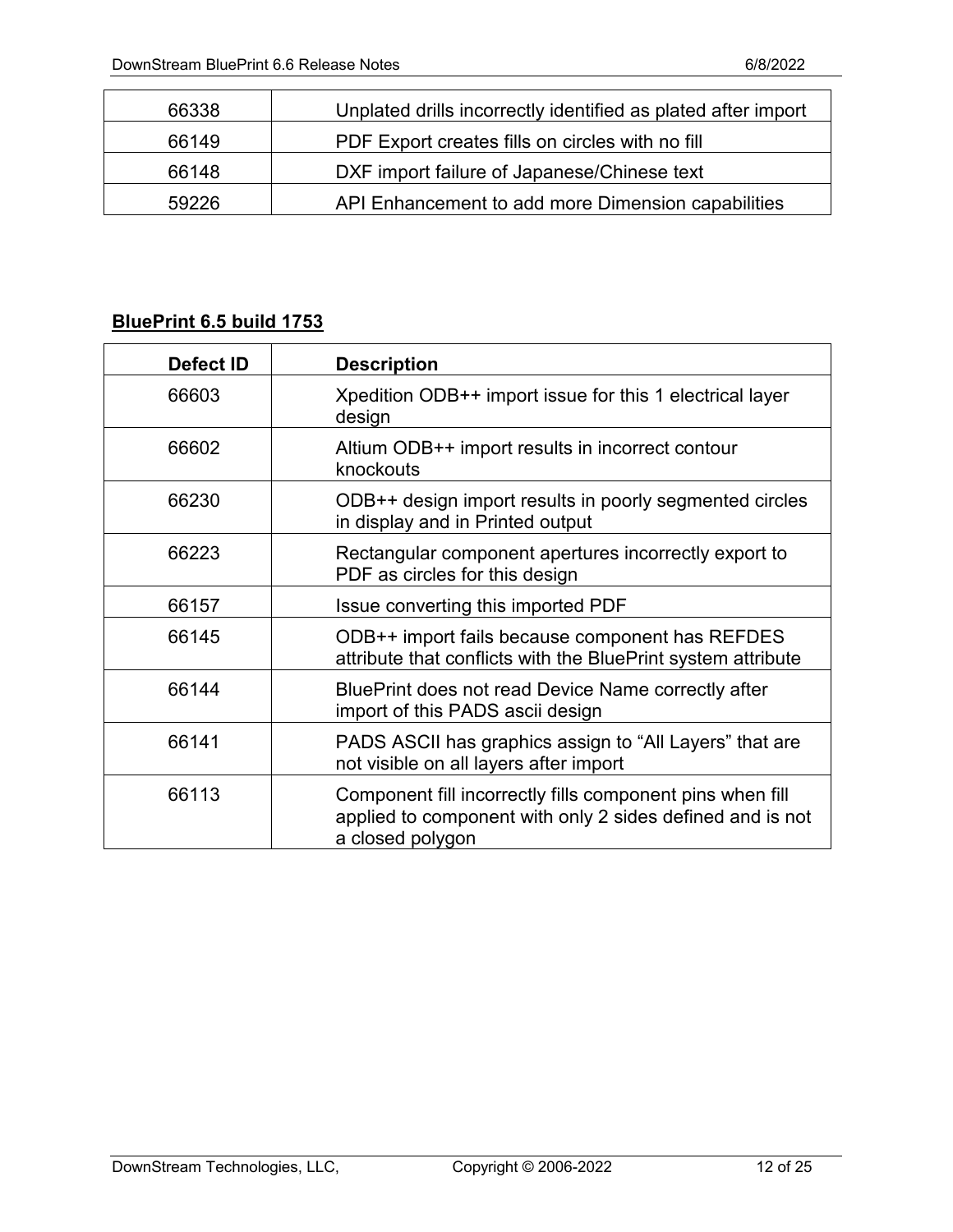| | |
|---|---|
| 66338 | Unplated drills incorrectly identified as plated after import |
| 66149 | PDF Export creates fills on circles with no fill |
| 66148 | DXF import failure of Japanese/Chinese text |
| 59226 | API Enhancement to add more Dimension capabilities |

**BluePrint 6.5 build 1753**

| Defect ID | Description |
|---|---|
| 66603 | Xpedition ODB++ import issue for this 1 electrical layer design |
| 66602 | Altium ODB++ import results in incorrect contour knockouts |
| 66230 | ODB++ design import results in poorly segmented circles in display and in Printed output |
| 66223 | Rectangular component apertures incorrectly export to PDF as circles for this design |
| 66157 | Issue converting this imported PDF |
| 66145 | ODB++ import fails because component has REFDES attribute that conflicts with the BluePrint system attribute |
| 66144 | BluePrint does not read Device Name correctly after import of this PADS ascii design |
| 66141 | PADS ASCII has graphics assign to “All Layers” that are not visible on all layers after import |
| 66113 | Component fill incorrectly fills component pins when fill applied to component with only 2 sides defined and is not a closed polygon |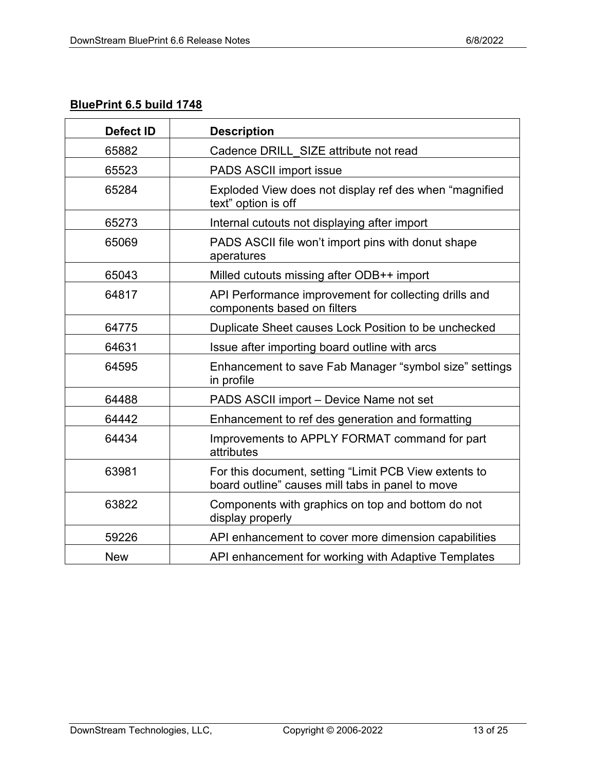**BluePrint 6.5 build 1748**

| Defect ID | Description |
| --- | --- |
| 65882 | Cadence DRILL_SIZE attribute not read |
| 65523 | PADS ASCII import issue |
| 65284 | Exploded View does not display ref des when “magnified text” option is off |
| 65273 | Internal cutouts not displaying after import |
| 65069 | PADS ASCII file won’t import pins with donut shape aperatures |
| 65043 | Milled cutouts missing after ODB++ import |
| 64817 | API Performance improvement for collecting drills and components based on filters |
| 64775 | Duplicate Sheet causes Lock Position to be unchecked |
| 64631 | Issue after importing board outline with arcs |
| 64595 | Enhancement to save Fab Manager “symbol size” settings in profile |
| 64488 | PADS ASCII import – Device Name not set |
| 64442 | Enhancement to ref des generation and formatting |
| 64434 | Improvements to APPLY FORMAT command for part attributes |
| 63981 | For this document, setting “Limit PCB View extents to board outline” causes mill tabs in panel to move |
| 63822 | Components with graphics on top and bottom do not display properly |
| 59226 | API enhancement to cover more dimension capabilities |
| New | API enhancement for working with Adaptive Templates |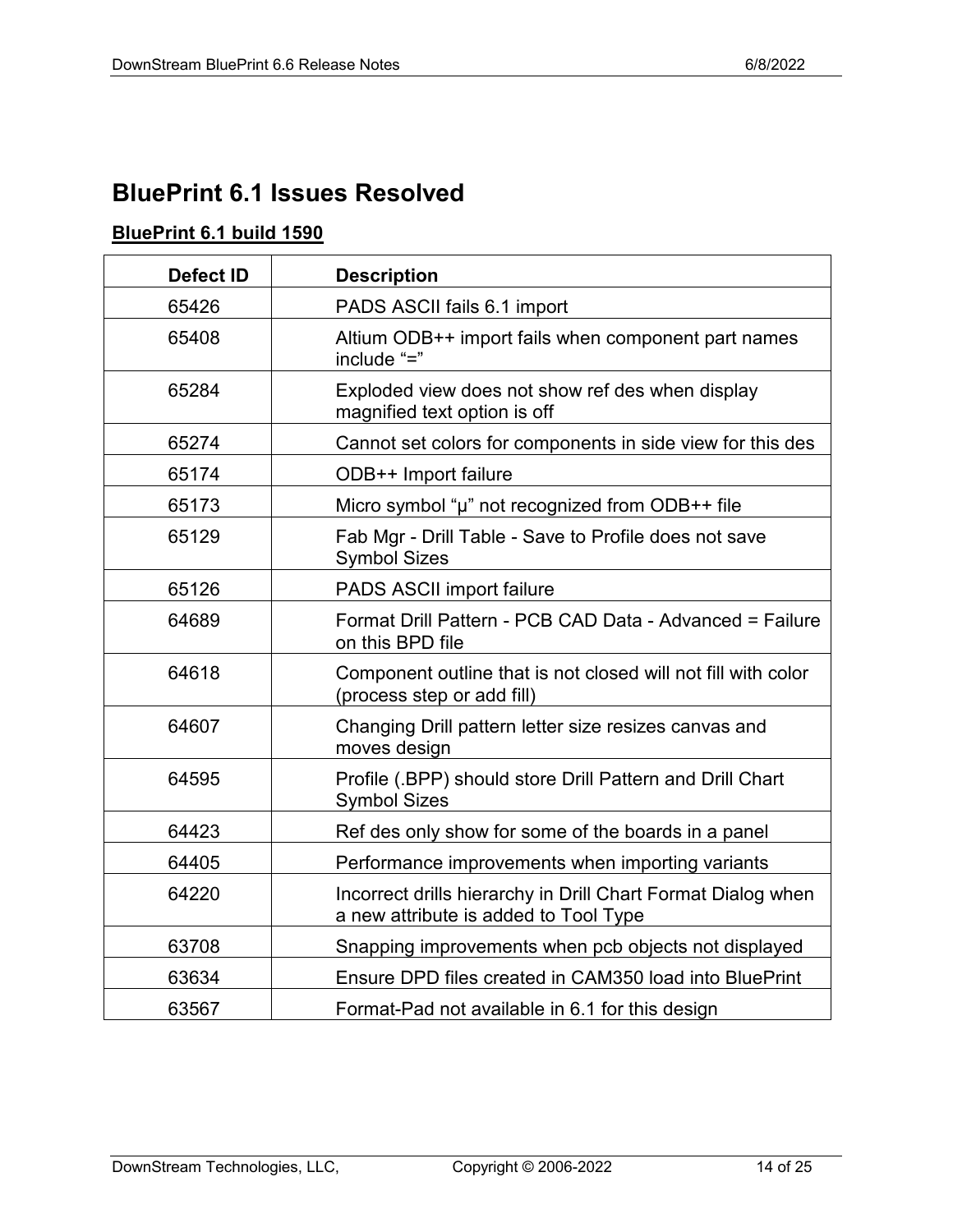# BluePrint 6.1 Issues Resolved

## BluePrint 6.1 build 1590

| Defect ID | Description |
|---|---|
| 65426 | PADS ASCII fails 6.1 import |
| 65408 | Altium ODB++ import fails when component part names include “=” |
| 65284 | Exploded view does not show ref des when display magnified text option is off |
| 65274 | Cannot set colors for components in side view for this des |
| 65174 | ODB++ Import failure |
| 65173 | Micro symbol “µ” not recognized from ODB++ file |
| 65129 | Fab Mgr - Drill Table - Save to Profile does not save Symbol Sizes |
| 65126 | PADS ASCII import failure |
| 64689 | Format Drill Pattern - PCB CAD Data - Advanced = Failure on this BPD file |
| 64618 | Component outline that is not closed will not fill with color (process step or add fill) |
| 64607 | Changing Drill pattern letter size resizes canvas and moves design |
| 64595 | Profile (.BPP) should store Drill Pattern and Drill Chart Symbol Sizes |
| 64423 | Ref des only show for some of the boards in a panel |
| 64405 | Performance improvements when importing variants |
| 64220 | Incorrect drills hierarchy in Drill Chart Format Dialog when a new attribute is added to Tool Type |
| 63708 | Snapping improvements when pcb objects not displayed |
| 63634 | Ensure DPD files created in CAM350 load into BluePrint |
| 63567 | Format-Pad not available in 6.1 for this design |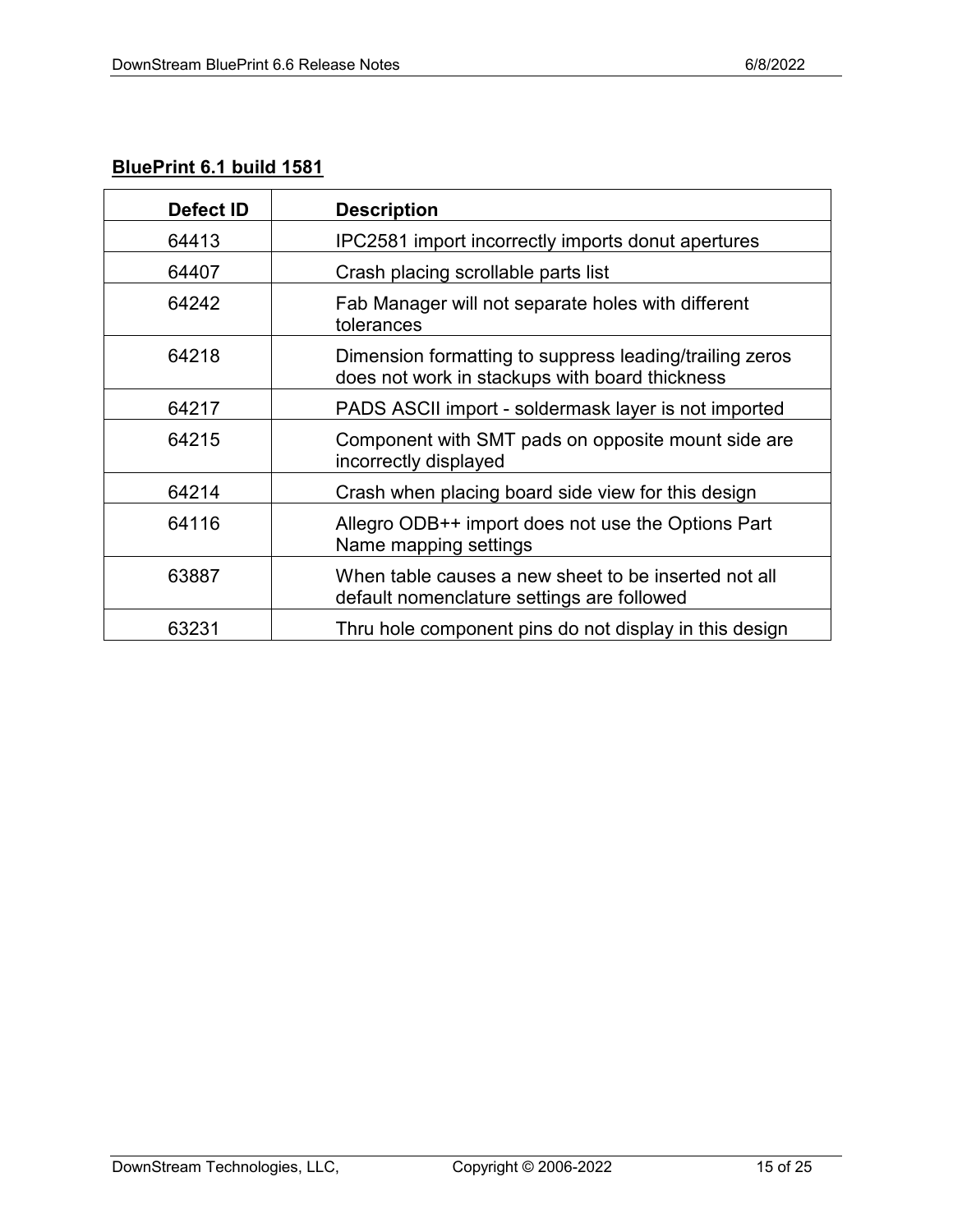## BluePrint 6.1 build 1581

| Defect ID | Description |
|---|---|
| 64413 | IPC2581 import incorrectly imports donut apertures |
| 64407 | Crash placing scrollable parts list |
| 64242 | Fab Manager will not separate holes with different tolerances |
| 64218 | Dimension formatting to suppress leading/trailing zeros does not work in stackups with board thickness |
| 64217 | PADS ASCII import - soldermask layer is not imported |
| 64215 | Component with SMT pads on opposite mount side are incorrectly displayed |
| 64214 | Crash when placing board side view for this design |
| 64116 | Allegro ODB++ import does not use the Options Part Name mapping settings |
| 63887 | When table causes a new sheet to be inserted not all default nomenclature settings are followed |
| 63231 | Thru hole component pins do not display in this design |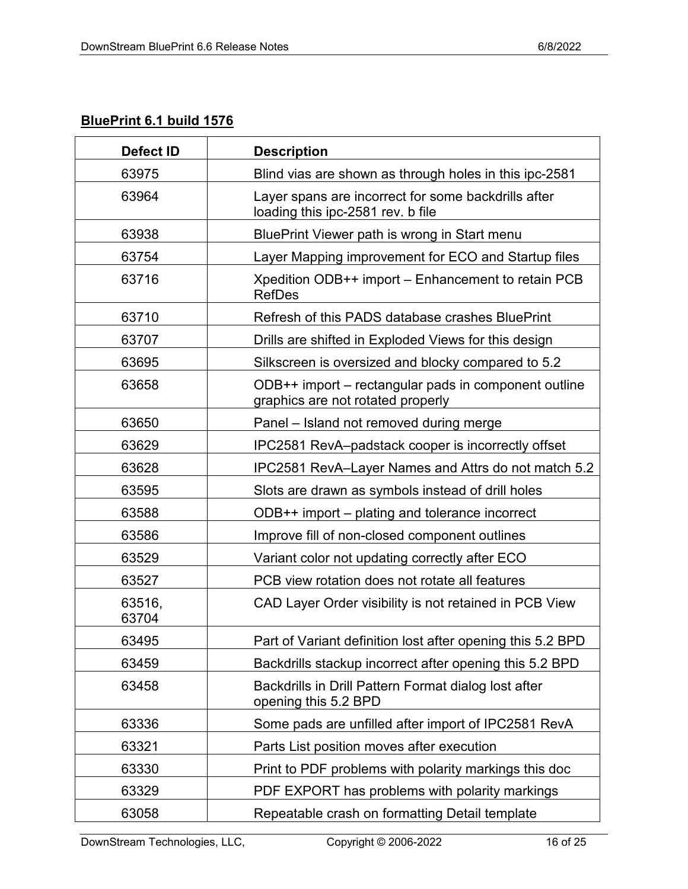## **BluePrint 6.1 build 1576**

| Defect ID | Description |
|---|---|
| 63975 | Blind vias are shown as through holes in this ipc-2581 |
| 63964 | Layer spans are incorrect for some backdrills after loading this ipc-2581 rev. b file |
| 63938 | BluePrint Viewer path is wrong in Start menu |
| 63754 | Layer Mapping improvement for ECO and Startup files |
| 63716 | Xpedition ODB++ import – Enhancement to retain PCB RefDes |
| 63710 | Refresh of this PADS database crashes BluePrint |
| 63707 | Drills are shifted in Exploded Views for this design |
| 63695 | Silkscreen is oversized and blocky compared to 5.2 |
| 63658 | ODB++ import – rectangular pads in component outline graphics are not rotated properly |
| 63650 | Panel – Island not removed during merge |
| 63629 | IPC2581 RevA–padstack cooper is incorrectly offset |
| 63628 | IPC2581 RevA–Layer Names and Attrs do not match 5.2 |
| 63595 | Slots are drawn as symbols instead of drill holes |
| 63588 | ODB++ import – plating and tolerance incorrect |
| 63586 | Improve fill of non-closed component outlines |
| 63529 | Variant color not updating correctly after ECO |
| 63527 | PCB view rotation does not rotate all features |
| 63516, 63704 | CAD Layer Order visibility is not retained in PCB View |
| 63495 | Part of Variant definition lost after opening this 5.2 BPD |
| 63459 | Backdrills stackup incorrect after opening this 5.2 BPD |
| 63458 | Backdrills in Drill Pattern Format dialog lost after opening this 5.2 BPD |
| 63336 | Some pads are unfilled after import of IPC2581 RevA |
| 63321 | Parts List position moves after execution |
| 63330 | Print to PDF problems with polarity markings this doc |
| 63329 | PDF EXPORT has problems with polarity markings |
| 63058 | Repeatable crash on formatting Detail template |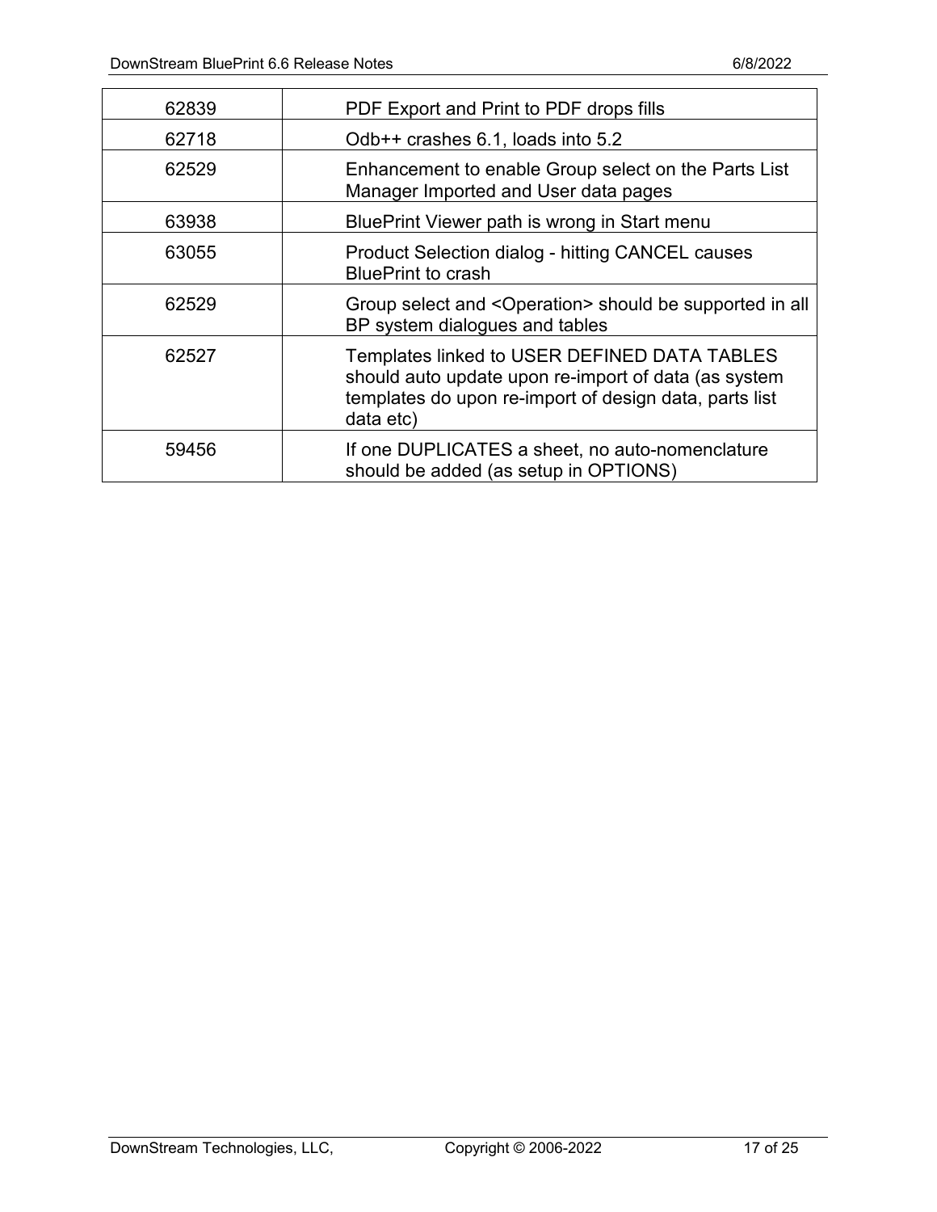| 62839 | PDF Export and Print to PDF drops fills |
| --- | --- |
| 62718 | Odb++ crashes 6.1, loads into 5.2 |
| 62529 | Enhancement to enable Group select on the Parts List Manager Imported and User data pages |
| 63938 | BluePrint Viewer path is wrong in Start menu |
| 63055 | Product Selection dialog - hitting CANCEL causes BluePrint to crash |
| 62529 | Group select and <Operation> should be supported in all BP system dialogues and tables |
| 62527 | Templates linked to USER DEFINED DATA TABLES should auto update upon re-import of data (as system templates do upon re-import of design data, parts list data etc) |
| 59456 | If one DUPLICATES a sheet, no auto-nomenclature should be added (as setup in OPTIONS) |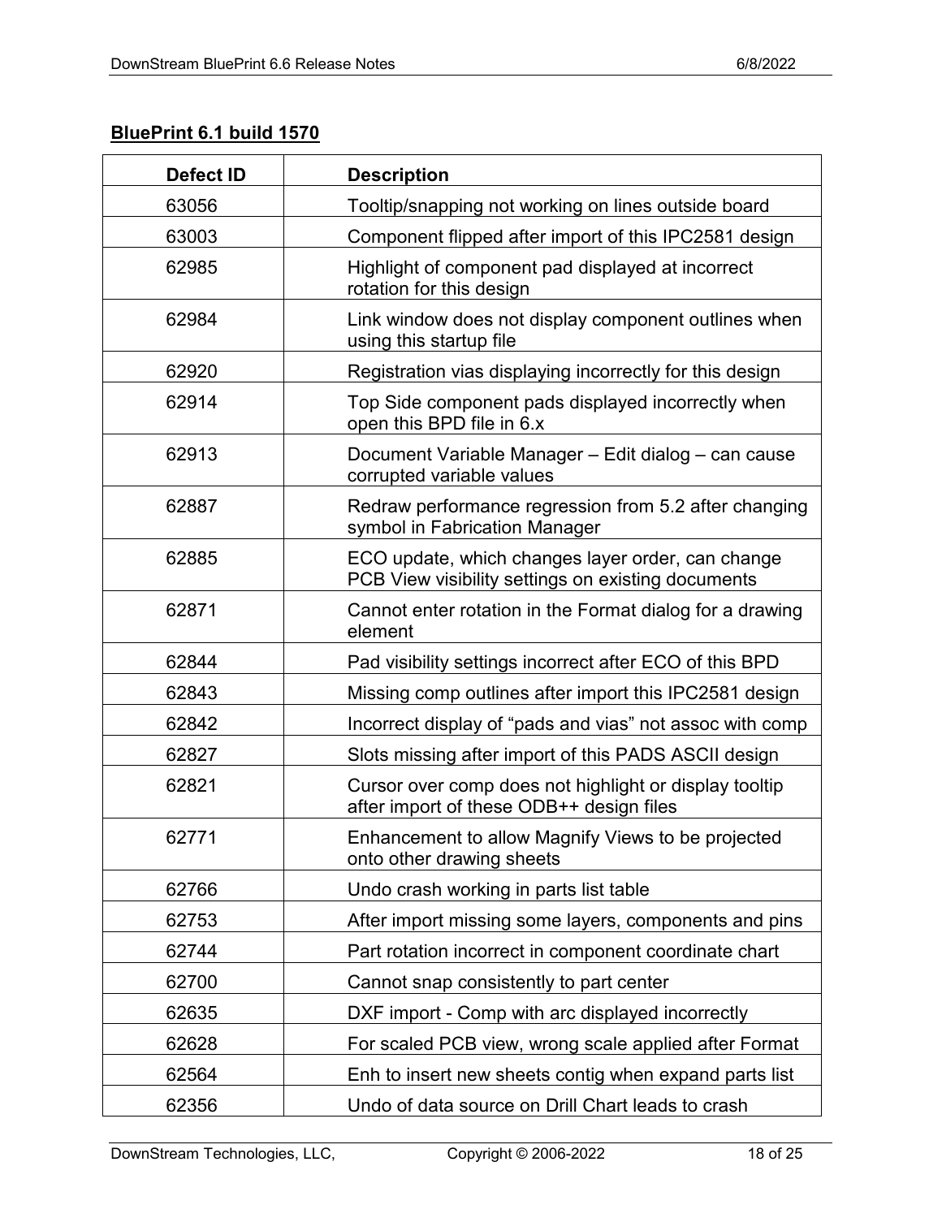## BluePrint 6.1 build 1570

| Defect ID | Description |
|---|---|
| 63056 | Tooltip/snapping not working on lines outside board |
| 63003 | Component flipped after import of this IPC2581 design |
| 62985 | Highlight of component pad displayed at incorrect rotation for this design |
| 62984 | Link window does not display component outlines when using this startup file |
| 62920 | Registration vias displaying incorrectly for this design |
| 62914 | Top Side component pads displayed incorrectly when open this BPD file in 6.x |
| 62913 | Document Variable Manager – Edit dialog – can cause corrupted variable values |
| 62887 | Redraw performance regression from 5.2 after changing symbol in Fabrication Manager |
| 62885 | ECO update, which changes layer order, can change PCB View visibility settings on existing documents |
| 62871 | Cannot enter rotation in the Format dialog for a drawing element |
| 62844 | Pad visibility settings incorrect after ECO of this BPD |
| 62843 | Missing comp outlines after import this IPC2581 design |
| 62842 | Incorrect display of “pads and vias” not assoc with comp |
| 62827 | Slots missing after import of this PADS ASCII design |
| 62821 | Cursor over comp does not highlight or display tooltip after import of these ODB++ design files |
| 62771 | Enhancement to allow Magnify Views to be projected onto other drawing sheets |
| 62766 | Undo crash working in parts list table |
| 62753 | After import missing some layers, components and pins |
| 62744 | Part rotation incorrect in component coordinate chart |
| 62700 | Cannot snap consistently to part center |
| 62635 | DXF import - Comp with arc displayed incorrectly |
| 62628 | For scaled PCB view, wrong scale applied after Format |
| 62564 | Enh to insert new sheets contig when expand parts list |
| 62356 | Undo of data source on Drill Chart leads to crash |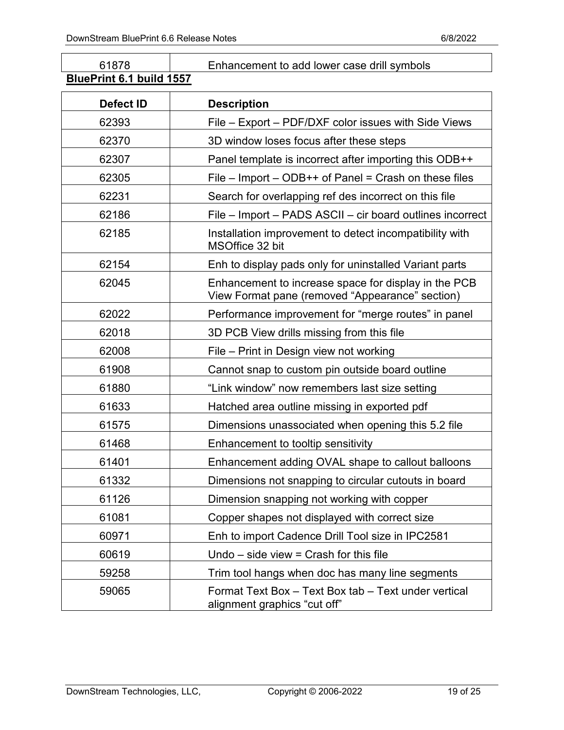| | |
|---|---|
| 61878 | Enhancement to add lower case drill symbols |

**BluePrint 6.1 build 1557**

| Defect ID | Description |
|---|---|
| 62393 | File – Export – PDF/DXF color issues with Side Views |
| 62370 | 3D window loses focus after these steps |
| 62307 | Panel template is incorrect after importing this ODB++ |
| 62305 | File – Import – ODB++ of Panel = Crash on these files |
| 62231 | Search for overlapping ref des incorrect on this file |
| 62186 | File – Import – PADS ASCII – cir board outlines incorrect |
| 62185 | Installation improvement to detect incompatibility with MSOffice 32 bit |
| 62154 | Enh to display pads only for uninstalled Variant parts |
| 62045 | Enhancement to increase space for display in the PCB View Format pane (removed “Appearance” section) |
| 62022 | Performance improvement for “merge routes” in panel |
| 62018 | 3D PCB View drills missing from this file |
| 62008 | File – Print in Design view not working |
| 61908 | Cannot snap to custom pin outside board outline |
| 61880 | “Link window” now remembers last size setting |
| 61633 | Hatched area outline missing in exported pdf |
| 61575 | Dimensions unassociated when opening this 5.2 file |
| 61468 | Enhancement to tooltip sensitivity |
| 61401 | Enhancement adding OVAL shape to callout balloons |
| 61332 | Dimensions not snapping to circular cutouts in board |
| 61126 | Dimension snapping not working with copper |
| 61081 | Copper shapes not displayed with correct size |
| 60971 | Enh to import Cadence Drill Tool size in IPC2581 |
| 60619 | Undo – side view = Crash for this file |
| 59258 | Trim tool hangs when doc has many line segments |
| 59065 | Format Text Box – Text Box tab – Text under vertical alignment graphics “cut off” |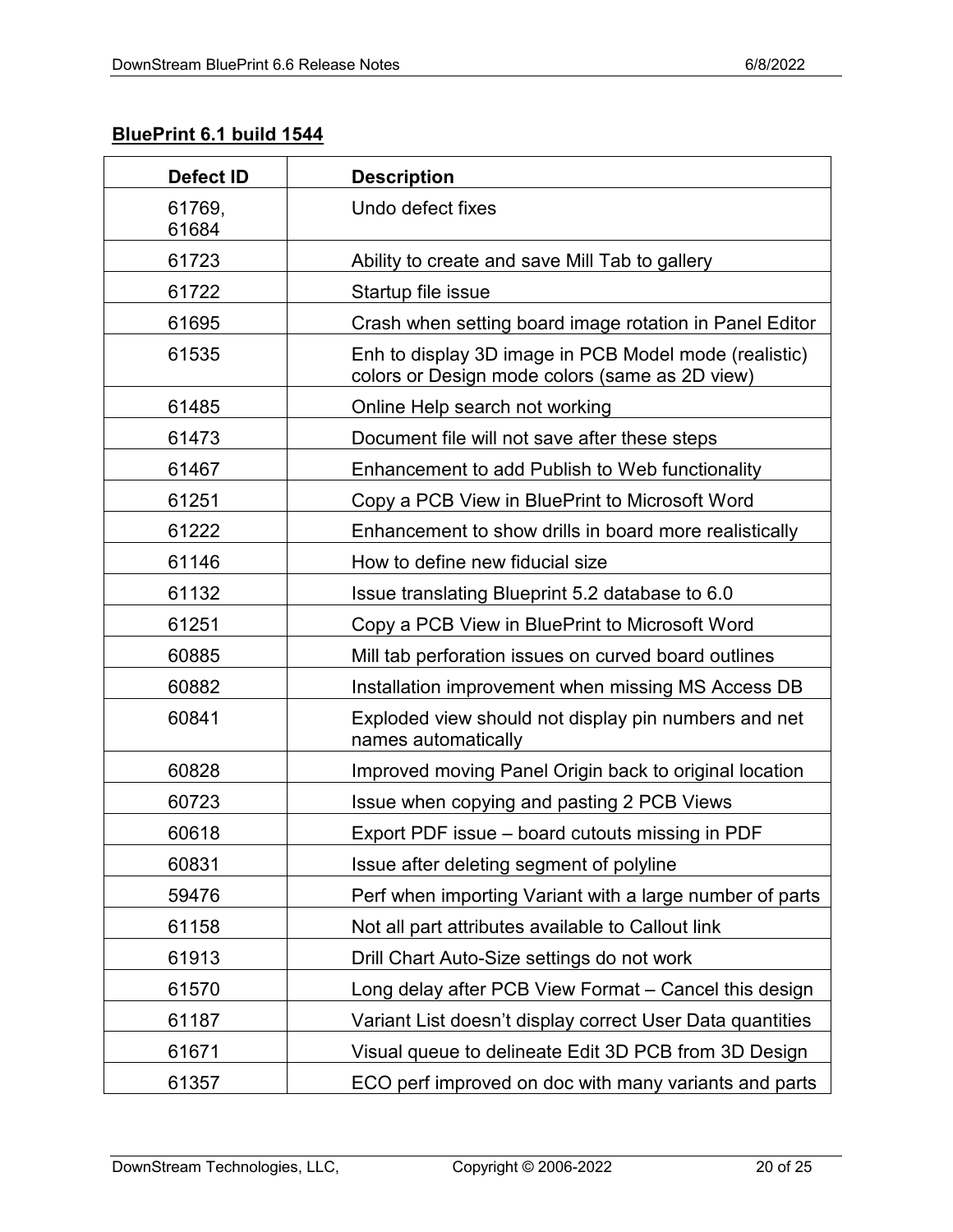**BluePrint 6.1 build 1544**

| Defect ID | Description |
|---|---|
| 61769, 61684 | Undo defect fixes |
| 61723 | Ability to create and save Mill Tab to gallery |
| 61722 | Startup file issue |
| 61695 | Crash when setting board image rotation in Panel Editor |
| 61535 | Enh to display 3D image in PCB Model mode (realistic) colors or Design mode colors (same as 2D view) |
| 61485 | Online Help search not working |
| 61473 | Document file will not save after these steps |
| 61467 | Enhancement to add Publish to Web functionality |
| 61251 | Copy a PCB View in BluePrint to Microsoft Word |
| 61222 | Enhancement to show drills in board more realistically |
| 61146 | How to define new fiducial size |
| 61132 | Issue translating Blueprint 5.2 database to 6.0 |
| 61251 | Copy a PCB View in BluePrint to Microsoft Word |
| 60885 | Mill tab perforation issues on curved board outlines |
| 60882 | Installation improvement when missing MS Access DB |
| 60841 | Exploded view should not display pin numbers and net names automatically |
| 60828 | Improved moving Panel Origin back to original location |
| 60723 | Issue when copying and pasting 2 PCB Views |
| 60618 | Export PDF issue – board cutouts missing in PDF |
| 60831 | Issue after deleting segment of polyline |
| 59476 | Perf when importing Variant with a large number of parts |
| 61158 | Not all part attributes available to Callout link |
| 61913 | Drill Chart Auto-Size settings do not work |
| 61570 | Long delay after PCB View Format – Cancel this design |
| 61187 | Variant List doesn't display correct User Data quantities |
| 61671 | Visual queue to delineate Edit 3D PCB from 3D Design |
| 61357 | ECO perf improved on doc with many variants and parts |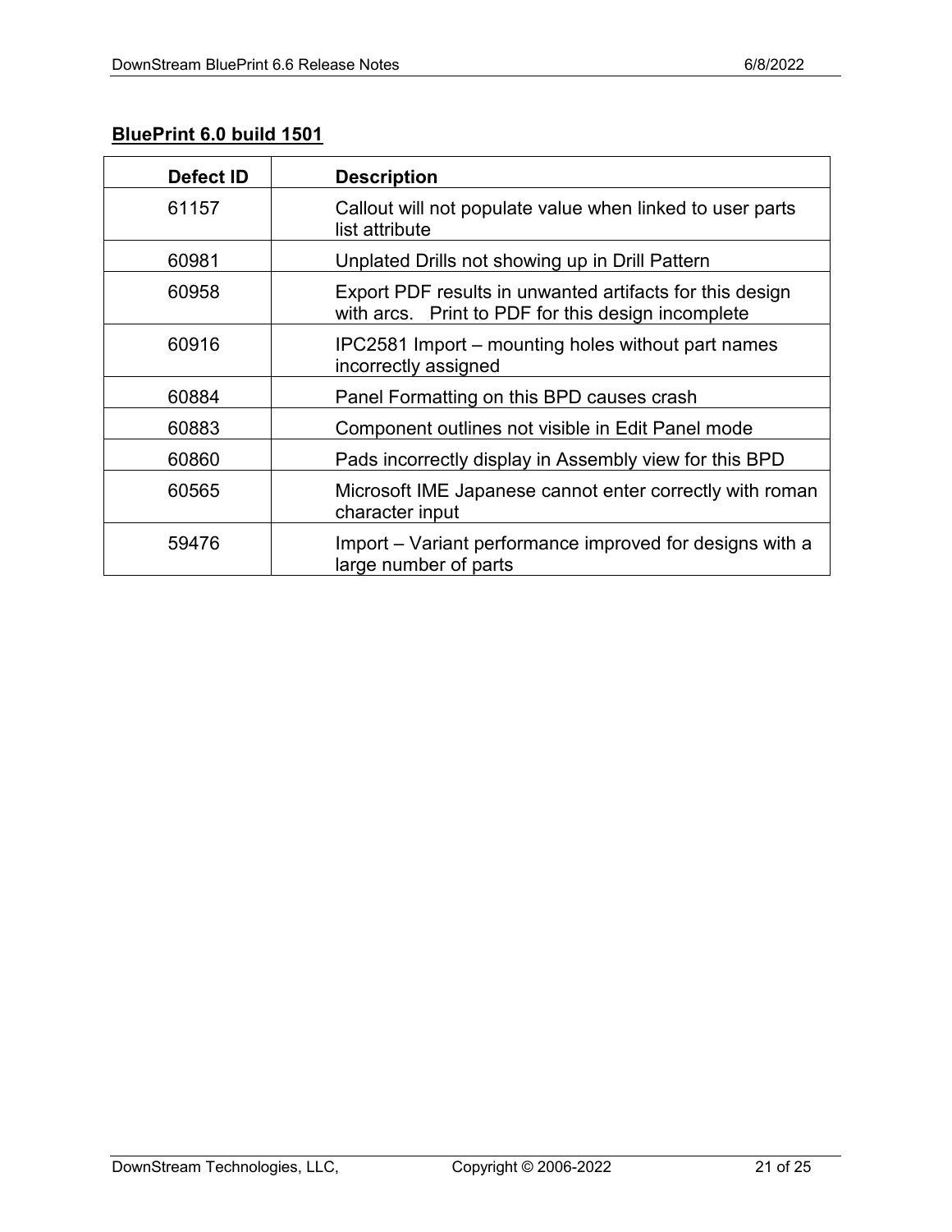**BluePrint 6.0 build 1501**

| Defect ID | Description |
|---|---|
| 61157 | Callout will not populate value when linked to user parts list attribute |
| 60981 | Unplated Drills not showing up in Drill Pattern |
| 60958 | Export PDF results in unwanted artifacts for this design with arcs. Print to PDF for this design incomplete |
| 60916 | IPC2581 Import – mounting holes without part names incorrectly assigned |
| 60884 | Panel Formatting on this BPD causes crash |
| 60883 | Component outlines not visible in Edit Panel mode |
| 60860 | Pads incorrectly display in Assembly view for this BPD |
| 60565 | Microsoft IME Japanese cannot enter correctly with roman character input |
| 59476 | Import – Variant performance improved for designs with a large number of parts |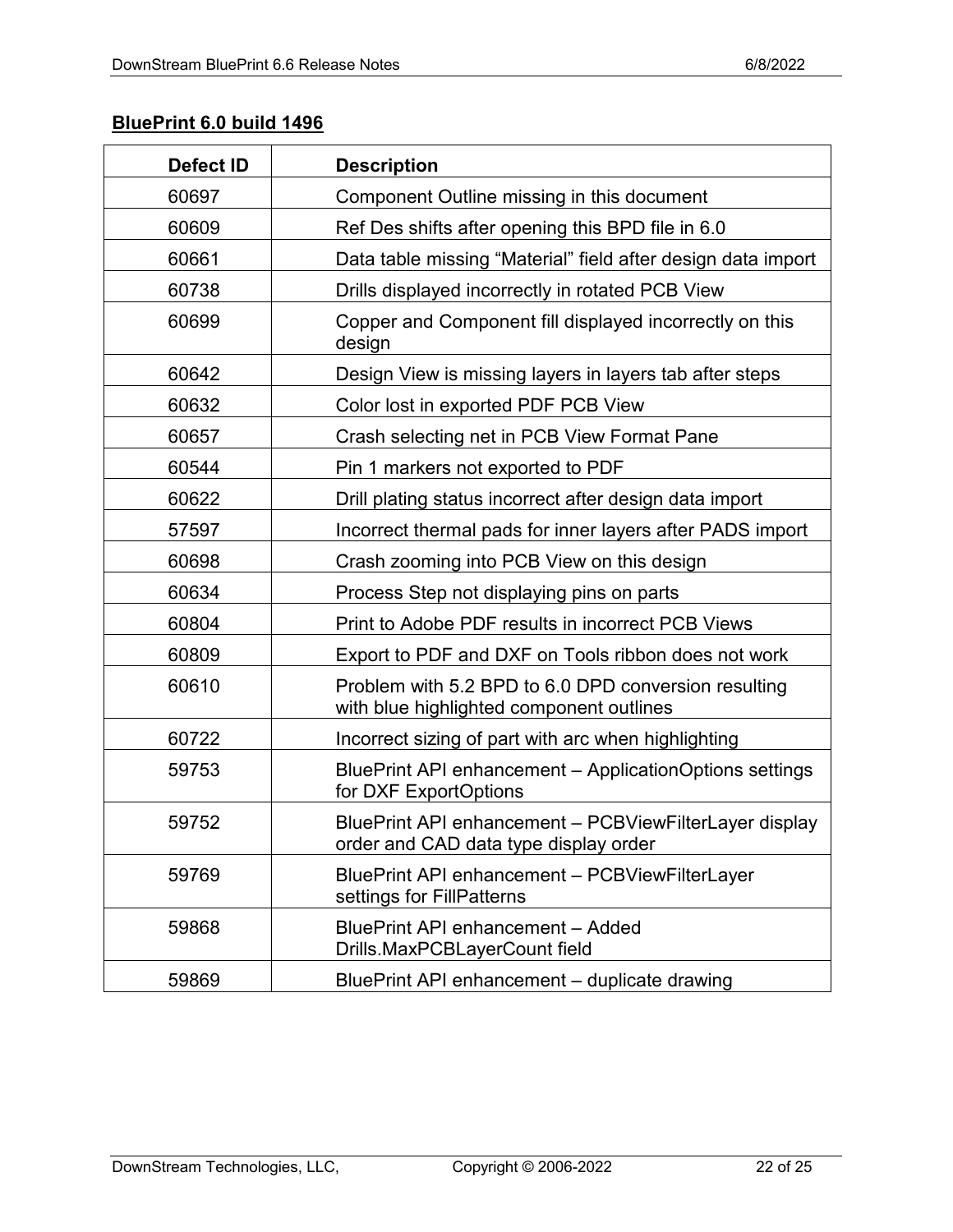## BluePrint 6.0 build 1496

| Defect ID | Description |
|---|---|
| 60697 | Component Outline missing in this document |
| 60609 | Ref Des shifts after opening this BPD file in 6.0 |
| 60661 | Data table missing “Material” field after design data import |
| 60738 | Drills displayed incorrectly in rotated PCB View |
| 60699 | Copper and Component fill displayed incorrectly on this design |
| 60642 | Design View is missing layers in layers tab after steps |
| 60632 | Color lost in exported PDF PCB View |
| 60657 | Crash selecting net in PCB View Format Pane |
| 60544 | Pin 1 markers not exported to PDF |
| 60622 | Drill plating status incorrect after design data import |
| 57597 | Incorrect thermal pads for inner layers after PADS import |
| 60698 | Crash zooming into PCB View on this design |
| 60634 | Process Step not displaying pins on parts |
| 60804 | Print to Adobe PDF results in incorrect PCB Views |
| 60809 | Export to PDF and DXF on Tools ribbon does not work |
| 60610 | Problem with 5.2 BPD to 6.0 DPD conversion resulting with blue highlighted component outlines |
| 60722 | Incorrect sizing of part with arc when highlighting |
| 59753 | BluePrint API enhancement – ApplicationOptions settings for DXF ExportOptions |
| 59752 | BluePrint API enhancement – PCBViewFilterLayer display order and CAD data type display order |
| 59769 | BluePrint API enhancement – PCBViewFilterLayer settings for FillPatterns |
| 59868 | BluePrint API enhancement – Added Drills.MaxPCBLayerCount field |
| 59869 | BluePrint API enhancement – duplicate drawing |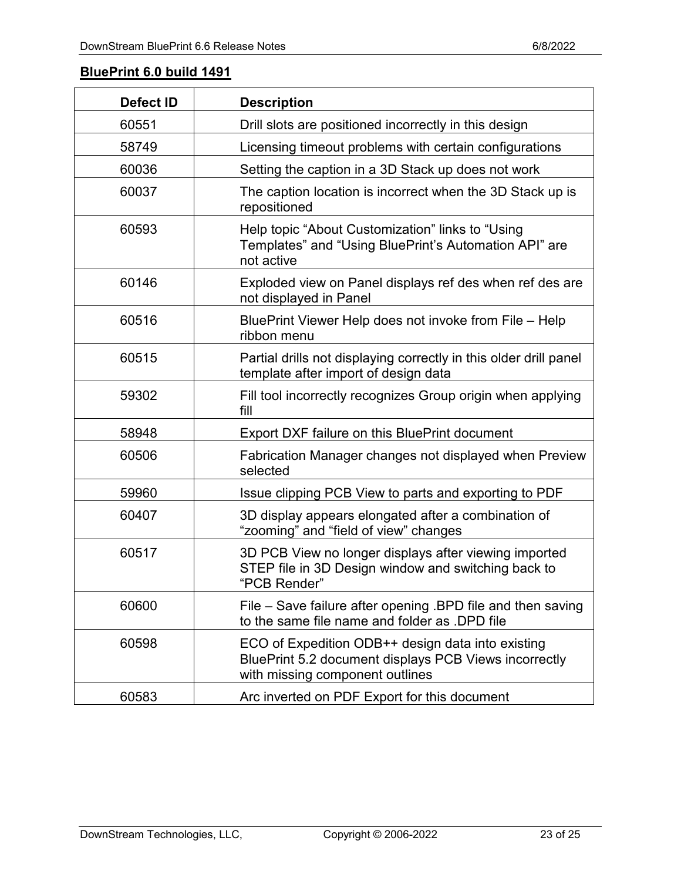**BluePrint 6.0 build 1491**

| Defect ID | Description |
|---|---|
| 60551 | Drill slots are positioned incorrectly in this design |
| 58749 | Licensing timeout problems with certain configurations |
| 60036 | Setting the caption in a 3D Stack up does not work |
| 60037 | The caption location is incorrect when the 3D Stack up is repositioned |
| 60593 | Help topic “About Customization” links to “Using Templates” and “Using BluePrint’s Automation API” are not active |
| 60146 | Exploded view on Panel displays ref des when ref des are not displayed in Panel |
| 60516 | BluePrint Viewer Help does not invoke from File – Help ribbon menu |
| 60515 | Partial drills not displaying correctly in this older drill panel template after import of design data |
| 59302 | Fill tool incorrectly recognizes Group origin when applying fill |
| 58948 | Export DXF failure on this BluePrint document |
| 60506 | Fabrication Manager changes not displayed when Preview selected |
| 59960 | Issue clipping PCB View to parts and exporting to PDF |
| 60407 | 3D display appears elongated after a combination of “zooming” and “field of view” changes |
| 60517 | 3D PCB View no longer displays after viewing imported STEP file in 3D Design window and switching back to “PCB Render” |
| 60600 | File – Save failure after opening .BPD file and then saving to the same file name and folder as .DPD file |
| 60598 | ECO of Expedition ODB++ design data into existing BluePrint 5.2 document displays PCB Views incorrectly with missing component outlines |
| 60583 | Arc inverted on PDF Export for this document |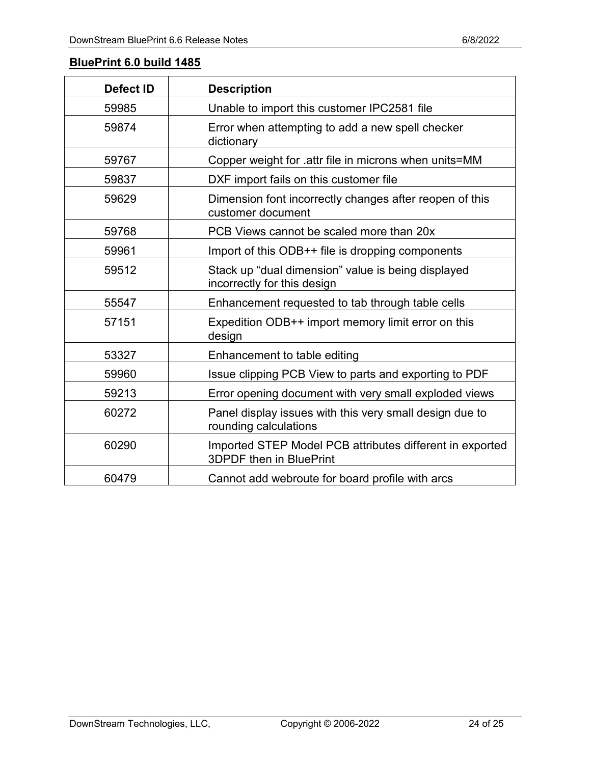**BluePrint 6.0 build 1485**

| Defect ID | Description |
|---|---|
| 59985 | Unable to import this customer IPC2581 file |
| 59874 | Error when attempting to add a new spell checker dictionary |
| 59767 | Copper weight for .attr file in microns when units=MM |
| 59837 | DXF import fails on this customer file |
| 59629 | Dimension font incorrectly changes after reopen of this customer document |
| 59768 | PCB Views cannot be scaled more than 20x |
| 59961 | Import of this ODB++ file is dropping components |
| 59512 | Stack up “dual dimension” value is being displayed incorrectly for this design |
| 55547 | Enhancement requested to tab through table cells |
| 57151 | Expedition ODB++ import memory limit error on this design |
| 53327 | Enhancement to table editing |
| 59960 | Issue clipping PCB View to parts and exporting to PDF |
| 59213 | Error opening document with very small exploded views |
| 60272 | Panel display issues with this very small design due to rounding calculations |
| 60290 | Imported STEP Model PCB attributes different in exported 3DPDF then in BluePrint |
| 60479 | Cannot add webroute for board profile with arcs |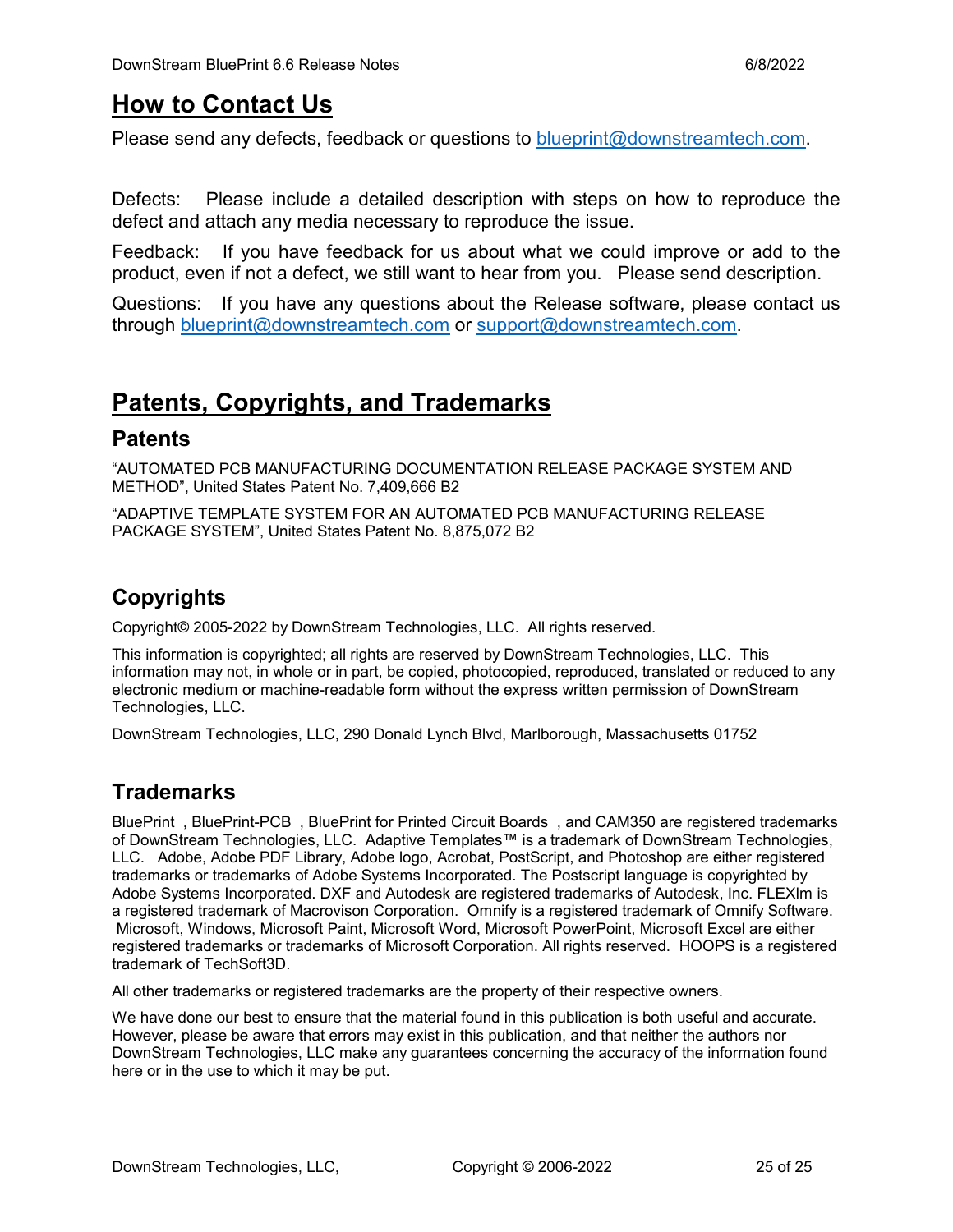# How to Contact Us

Please send any defects, feedback or questions to blueprint@downstreamtech.com.

Defects: Please include a detailed description with steps on how to reproduce the defect and attach any media necessary to reproduce the issue.

Feedback: If you have feedback for us about what we could improve or add to the product, even if not a defect, we still want to hear from you. Please send description.

Questions: If you have any questions about the Release software, please contact us through blueprint@downstreamtech.com or support@downstreamtech.com.

# Patents, Copyrights, and Trademarks

## Patents

"AUTOMATED PCB MANUFACTURING DOCUMENTATION RELEASE PACKAGE SYSTEM AND METHOD", United States Patent No. 7,409,666 B2

"ADAPTIVE TEMPLATE SYSTEM FOR AN AUTOMATED PCB MANUFACTURING RELEASE PACKAGE SYSTEM", United States Patent No. 8,875,072 B2

## Copyrights

Copyright© 2005-2022 by DownStream Technologies, LLC. All rights reserved.

This information is copyrighted; all rights are reserved by DownStream Technologies, LLC. This information may not, in whole or in part, be copied, photocopied, reproduced, translated or reduced to any electronic medium or machine-readable form without the express written permission of DownStream Technologies, LLC.

DownStream Technologies, LLC, 290 Donald Lynch Blvd, Marlborough, Massachusetts 01752

## Trademarks

BluePrint , BluePrint-PCB , BluePrint for Printed Circuit Boards , and CAM350 are registered trademarks of DownStream Technologies, LLC. Adaptive Templates™ is a trademark of DownStream Technologies, LLC. Adobe, Adobe PDF Library, Adobe logo, Acrobat, PostScript, and Photoshop are either registered trademarks or trademarks of Adobe Systems Incorporated. The Postscript language is copyrighted by Adobe Systems Incorporated. DXF and Autodesk are registered trademarks of Autodesk, Inc. FLEXlm is a registered trademark of Macrovison Corporation. Omnify is a registered trademark of Omnify Software. Microsoft, Windows, Microsoft Paint, Microsoft Word, Microsoft PowerPoint, Microsoft Excel are either registered trademarks or trademarks of Microsoft Corporation. All rights reserved. HOOPS is a registered trademark of TechSoft3D.

All other trademarks or registered trademarks are the property of their respective owners.

We have done our best to ensure that the material found in this publication is both useful and accurate. However, please be aware that errors may exist in this publication, and that neither the authors nor DownStream Technologies, LLC make any guarantees concerning the accuracy of the information found here or in the use to which it may be put.